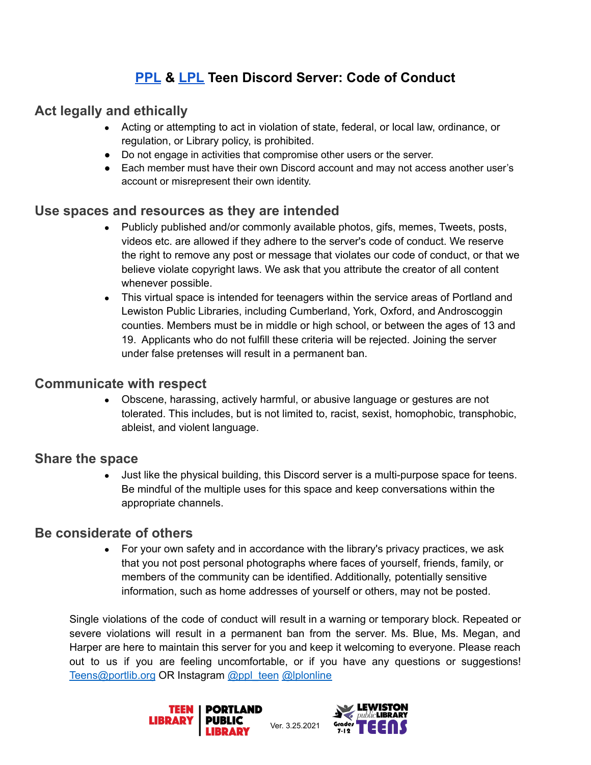# [PPL](#) & [LPL](#) Teen Discord Server: Code of Conduct

## Act legally and ethically

- Acting or attempting to act in violation of state, federal, or local law, ordinance, or regulation, or Library policy, is prohibited.
- Do not engage in activities that compromise other users or the server.
- Each member must have their own Discord account and may not access another user's account or misrepresent their own identity.

## Use spaces and resources as they are intended

- Publicly published and/or commonly available photos, gifs, memes, Tweets, posts, videos etc. are allowed if they adhere to the server's code of conduct. We reserve the right to remove any post or message that violates our code of conduct, or that we believe violate copyright laws. We ask that you attribute the creator of all content whenever possible.
- This virtual space is intended for teenagers within the service areas of Portland and Lewiston Public Libraries, including Cumberland, York, Oxford, and Androscoggin counties. Members must be in middle or high school, or between the ages of 13 and 19. Applicants who do not fulfill these criteria will be rejected. Joining the server under false pretenses will result in a permanent ban.

## Communicate with respect

- Obscene, harassing, actively harmful, or abusive language or gestures are not tolerated. This includes, but is not limited to, racist, sexist, homophobic, transphobic, ableist, and violent language.

## Share the space

- Just like the physical building, this Discord server is a multi-purpose space for teens. Be mindful of the multiple uses for this space and keep conversations within the appropriate channels.

## Be considerate of others

- For your own safety and in accordance with the library's privacy practices, we ask that you not post personal photographs where faces of yourself, friends, family, or members of the community can be identified. Additionally, potentially sensitive information, such as home addresses of yourself or others, may not be posted.

Single violations of the code of conduct will result in a warning or temporary block. Repeated or severe violations will result in a permanent ban from the server. Ms. Blue, Ms. Megan, and Harper are here to maintain this server for you and keep it welcoming to everyone. Please reach out to us if you are feeling uncomfortable, or if you have any questions or suggestions! Teens@portlib.org OR Instagram @ppl_teen @lplonline

TEEN LIBRARY | PORTLAND PUBLIC LIBRARY

Ver. 3.25.2021

LEWISTON public LIBRARY Grades 7-12 TEENS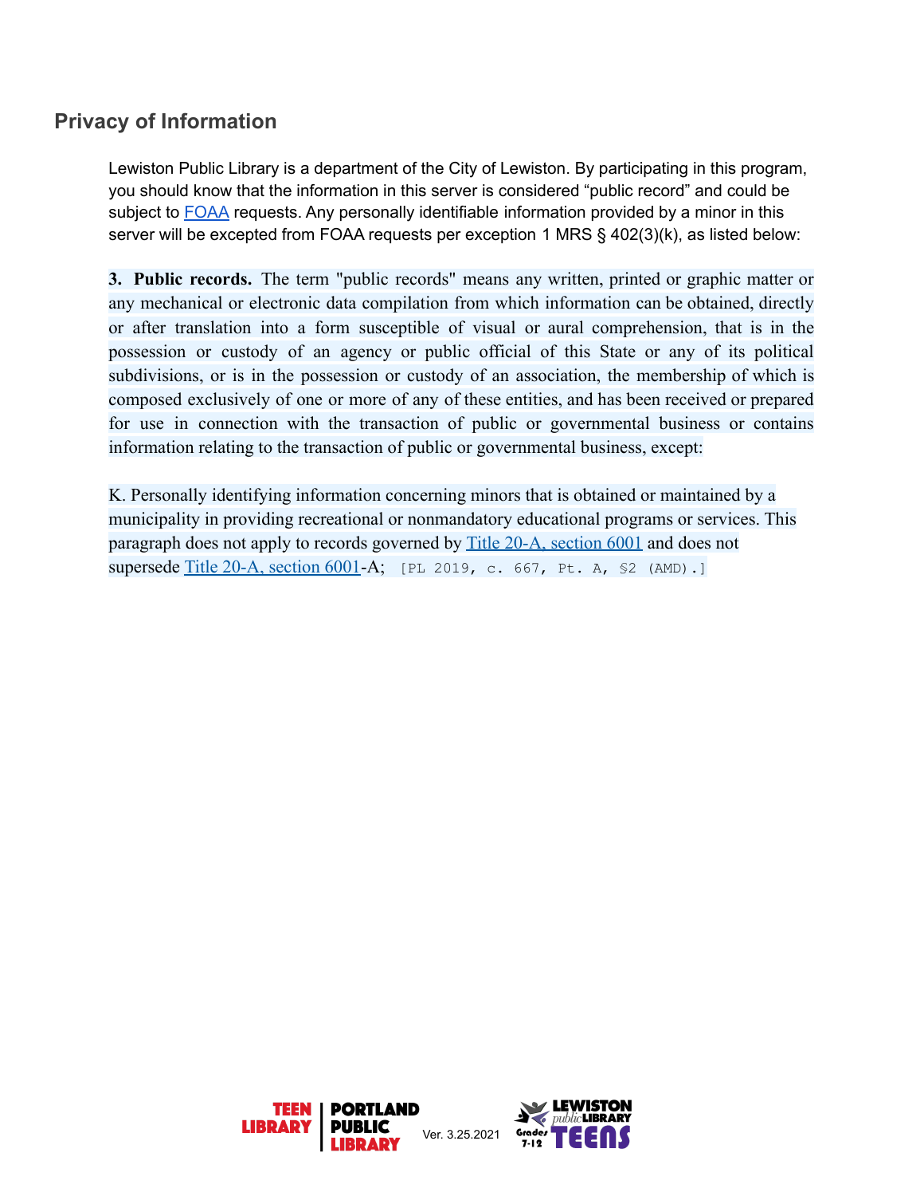## Privacy of Information

Lewiston Public Library is a department of the City of Lewiston. By participating in this program, you should know that the information in this server is considered "public record" and could be subject to FOAA requests. Any personally identifiable information provided by a minor in this server will be excepted from FOAA requests per exception 1 MRS § 402(3)(k), as listed below:

> **3. Public records.** The term "public records" means any written, printed or graphic matter or any mechanical or electronic data compilation from which information can be obtained, directly or after translation into a form susceptible of visual or aural comprehension, that is in the possession or custody of an agency or public official of this State or any of its political subdivisions, or is in the possession or custody of an association, the membership of which is composed exclusively of one or more of any of these entities, and has been received or prepared for use in connection with the transaction of public or governmental business or contains information relating to the transaction of public or governmental business, except:
>
> K. Personally identifying information concerning minors that is obtained or maintained by a municipality in providing recreational or nonmandatory educational programs or services. This paragraph does not apply to records governed by Title 20-A, section 6001 and does not supersede Title 20-A, section 6001-A; [PL 2019, c. 667, Pt. A, §2 (AMD).]

TEEN LIBRARY | PORTLAND PUBLIC LIBRARY Ver. 3.25.2021 LEWISTON public LIBRARY Grades 7-12 TEENS